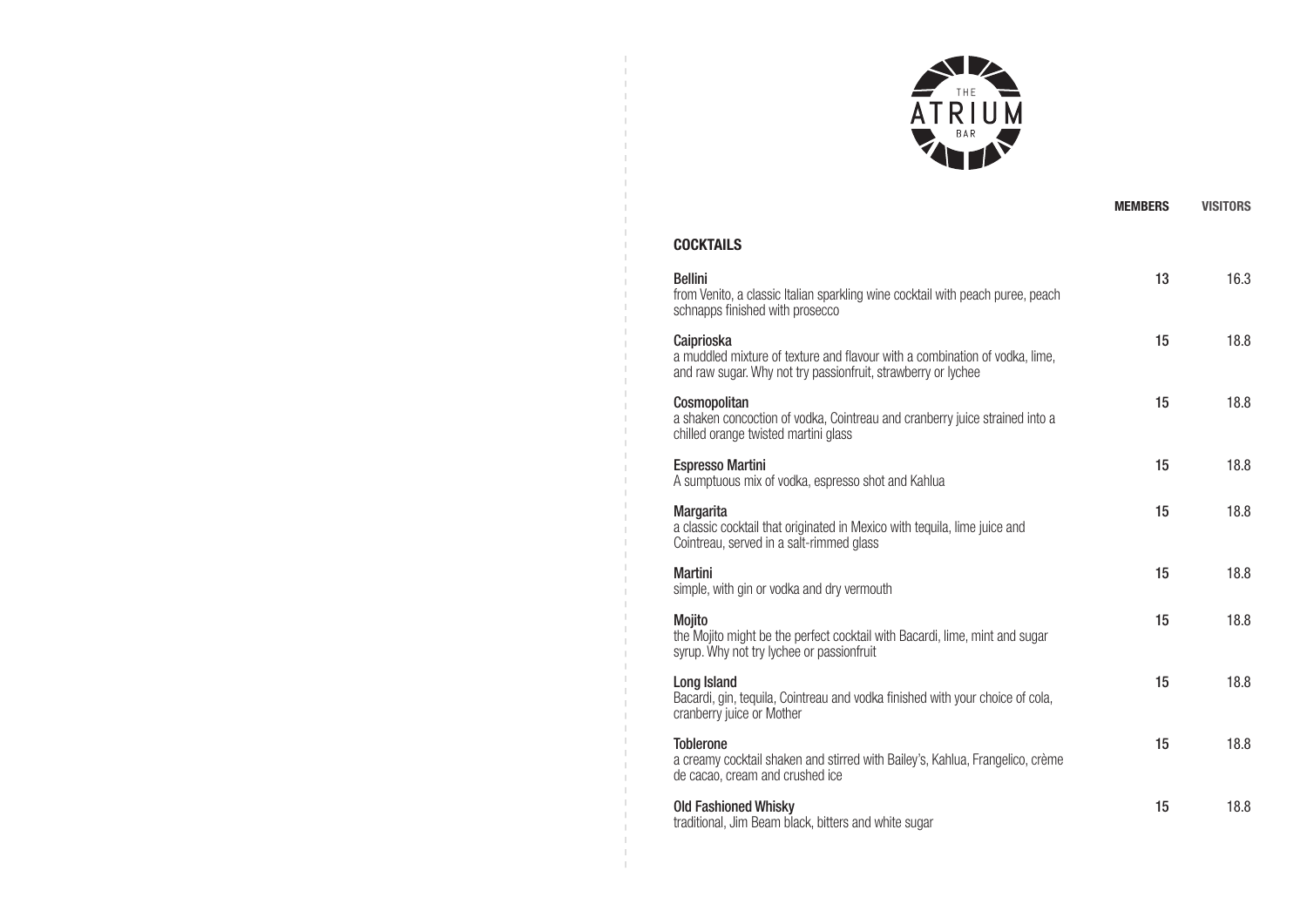# THE ATRIUM BAR

| | MEMBERS | VISITORS |
|---|---|---|
| **COCKTAILS** | | |
| **Bellini**<br>from Venito, a classic Italian sparkling wine cocktail with peach puree, peach schnapps finished with prosecco | 13 | 16.3 |
| **Caiprioska**<br>a muddled mixture of texture and flavour with a combination of vodka, lime, and raw sugar. Why not try passionfruit, strawberry or lychee | 15 | 18.8 |
| **Cosmopolitan**<br>a shaken concoction of vodka, Cointreau and cranberry juice strained into a chilled orange twisted martini glass | 15 | 18.8 |
| **Espresso Martini**<br>A sumptuous mix of vodka, espresso shot and Kahlua | 15 | 18.8 |
| **Margarita**<br>a classic cocktail that originated in Mexico with tequila, lime juice and Cointreau, served in a salt-rimmed glass | 15 | 18.8 |
| **Martini**<br>simple, with gin or vodka and dry vermouth | 15 | 18.8 |
| **Mojito**<br>the Mojito might be the perfect cocktail with Bacardi, lime, mint and sugar syrup. Why not try lychee or passionfruit | 15 | 18.8 |
| **Long Island**<br>Bacardi, gin, tequila, Cointreau and vodka finished with your choice of cola, cranberry juice or Mother | 15 | 18.8 |
| **Toblerone**<br>a creamy cocktail shaken and stirred with Bailey's, Kahlua, Frangelico, crème de cacao, cream and crushed ice | 15 | 18.8 |
| **Old Fashioned Whisky**<br>traditional, Jim Beam black, bitters and white sugar | 15 | 18.8 |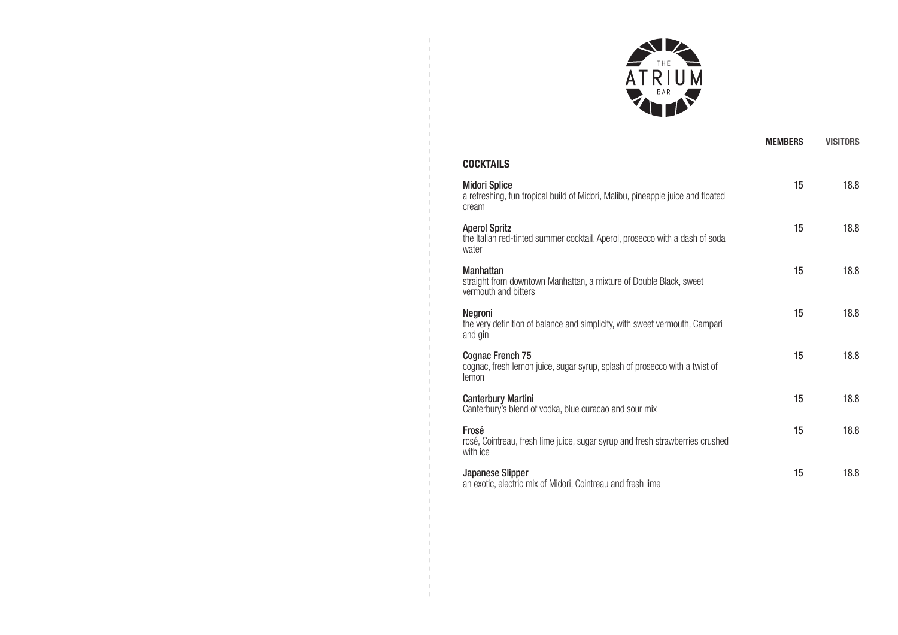THE ATRIUM BAR

| | MEMBERS | VISITORS |
|---|---|---|
| **COCKTAILS** | | |
| **Midori Splice**<br>a refreshing, fun tropical build of Midori, Malibu, pineapple juice and floated cream | 15 | 18.8 |
| **Aperol Spritz**<br>the Italian red-tinted summer cocktail. Aperol, prosecco with a dash of soda water | 15 | 18.8 |
| **Manhattan**<br>straight from downtown Manhattan, a mixture of Double Black, sweet vermouth and bitters | 15 | 18.8 |
| **Negroni**<br>the very definition of balance and simplicity, with sweet vermouth, Campari and gin | 15 | 18.8 |
| **Cognac French 75**<br>cognac, fresh lemon juice, sugar syrup, splash of prosecco with a twist of lemon | 15 | 18.8 |
| **Canterbury Martini**<br>Canterbury's blend of vodka, blue curacao and sour mix | 15 | 18.8 |
| **Frosé**<br>rosé, Cointreau, fresh lime juice, sugar syrup and fresh strawberries crushed with ice | 15 | 18.8 |
| **Japanese Slipper**<br>an exotic, electric mix of Midori, Cointreau and fresh lime | 15 | 18.8 |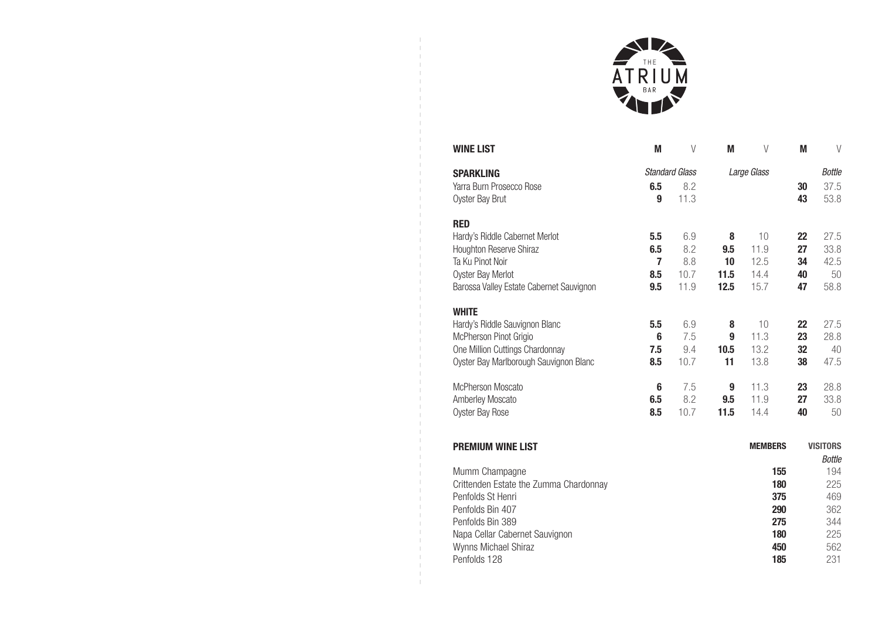THE ATRIUM BAR

| WINE LIST | M | V | M | V | M | V |
|---|---|---|---|---|---|---|
| **SPARKLING** | *Standard Glass* | | *Large Glass* | | | *Bottle* |
| Yarra Burn Prosecco Rose | **6.5** | 8.2 | | | **30** | 37.5 |
| Oyster Bay Brut | **9** | 11.3 | | | **43** | 53.8 |
| **RED** | | | | | | |
| Hardy's Riddle Cabernet Merlot | **5.5** | 6.9 | **8** | 10 | **22** | 27.5 |
| Houghton Reserve Shiraz | **6.5** | 8.2 | **9.5** | 11.9 | **27** | 33.8 |
| Ta Ku Pinot Noir | **7** | 8.8 | **10** | 12.5 | **34** | 42.5 |
| Oyster Bay Merlot | **8.5** | 10.7 | **11.5** | 14.4 | **40** | 50 |
| Barossa Valley Estate Cabernet Sauvignon | **9.5** | 11.9 | **12.5** | 15.7 | **47** | 58.8 |
| **WHITE** | | | | | | |
| Hardy's Riddle Sauvignon Blanc | **5.5** | 6.9 | **8** | 10 | **22** | 27.5 |
| McPherson Pinot Grigio | **6** | 7.5 | **9** | 11.3 | **23** | 28.8 |
| One Million Cuttings Chardonnay | **7.5** | 9.4 | **10.5** | 13.2 | **32** | 40 |
| Oyster Bay Marlborough Sauvignon Blanc | **8.5** | 10.7 | **11** | 13.8 | **38** | 47.5 |
| McPherson Moscato | **6** | 7.5 | **9** | 11.3 | **23** | 28.8 |
| Amberley Moscato | **6.5** | 8.2 | **9.5** | 11.9 | **27** | 33.8 |
| Oyster Bay Rose | **8.5** | 10.7 | **11.5** | 14.4 | **40** | 50 |

| PREMIUM WINE LIST | MEMBERS | VISITORS |
|---|---|---|
| | | *Bottle* |
| Mumm Champagne | **155** | 194 |
| Crittenden Estate the Zumma Chardonnay | **180** | 225 |
| Penfolds St Henri | **375** | 469 |
| Penfolds Bin 407 | **290** | 362 |
| Penfolds Bin 389 | **275** | 344 |
| Napa Cellar Cabernet Sauvignon | **180** | 225 |
| Wynns Michael Shiraz | **450** | 562 |
| Penfolds 128 | **185** | 231 |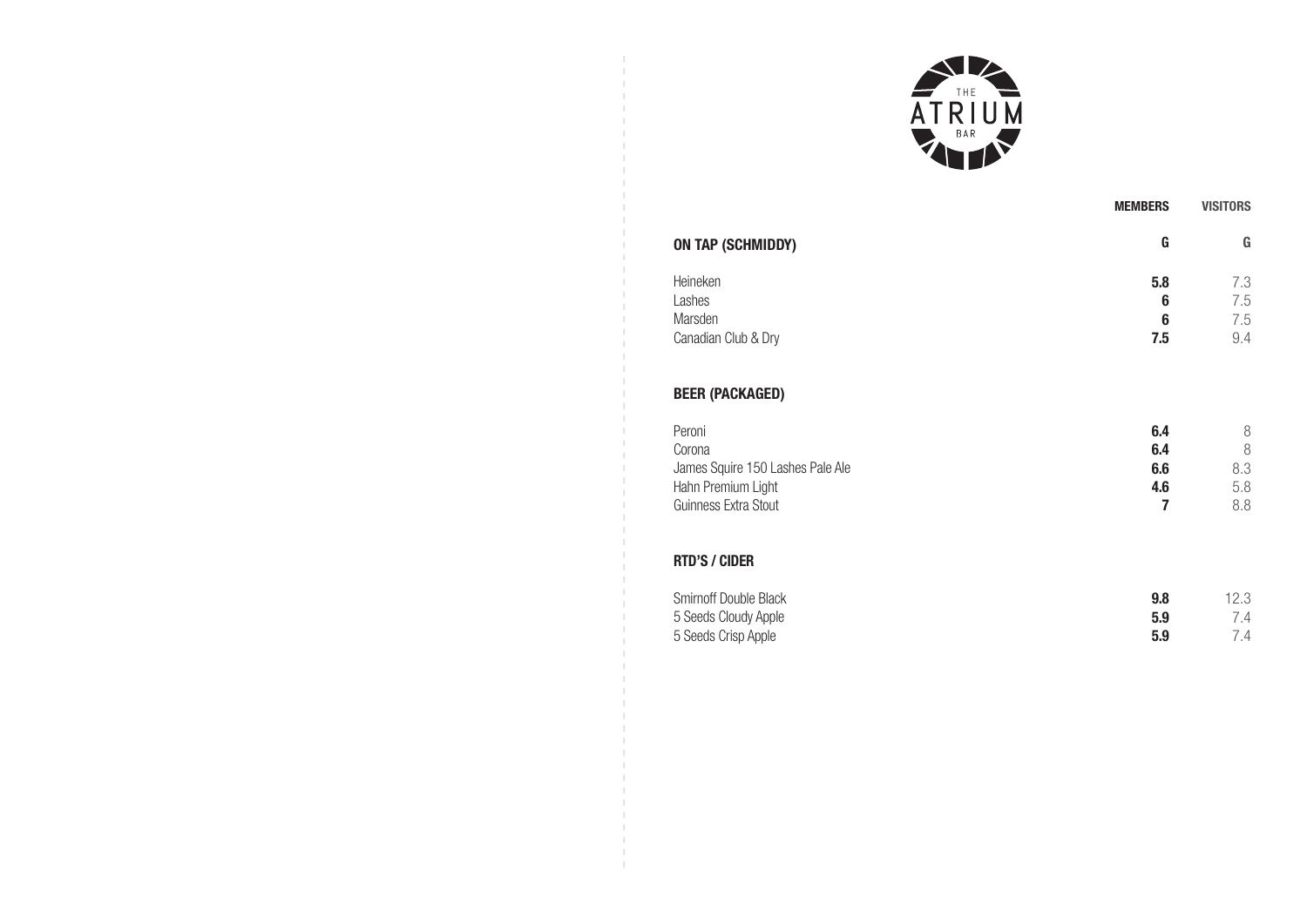# THE ATRIUM BAR

| | MEMBERS | VISITORS |
|---|---|---|
| **ON TAP (SCHMIDDY)** | **G** | G |
| Heineken | **5.8** | 7.3 |
| Lashes | **6** | 7.5 |
| Marsden | **6** | 7.5 |
| Canadian Club & Dry | **7.5** | 9.4 |
| **BEER (PACKAGED)** | | |
| Peroni | **6.4** | 8 |
| Corona | **6.4** | 8 |
| James Squire 150 Lashes Pale Ale | **6.6** | 8.3 |
| Hahn Premium Light | **4.6** | 5.8 |
| Guinness Extra Stout | **7** | 8.8 |
| **RTD'S / CIDER** | | |
| Smirnoff Double Black | **9.8** | 12.3 |
| 5 Seeds Cloudy Apple | **5.9** | 7.4 |
| 5 Seeds Crisp Apple | **5.9** | 7.4 |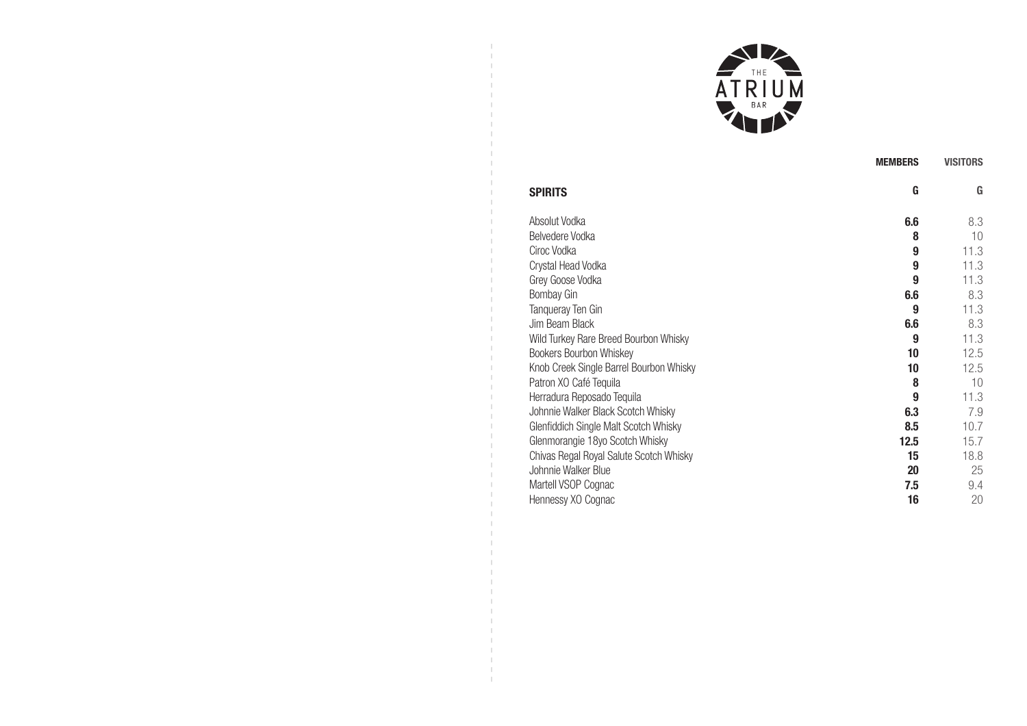THE ATRIUM BAR

| SPIRITS | MEMBERS G | VISITORS G |
| --- | --- | --- |
| Absolut Vodka | **6.6** | 8.3 |
| Belvedere Vodka | **8** | 10 |
| Ciroc Vodka | **9** | 11.3 |
| Crystal Head Vodka | **9** | 11.3 |
| Grey Goose Vodka | **9** | 11.3 |
| Bombay Gin | **6.6** | 8.3 |
| Tanqueray Ten Gin | **9** | 11.3 |
| Jim Beam Black | **6.6** | 8.3 |
| Wild Turkey Rare Breed Bourbon Whisky | **9** | 11.3 |
| Bookers Bourbon Whiskey | **10** | 12.5 |
| Knob Creek Single Barrel Bourbon Whisky | **10** | 12.5 |
| Patron XO Café Tequila | **8** | 10 |
| Herradura Reposado Tequila | **9** | 11.3 |
| Johnnie Walker Black Scotch Whisky | **6.3** | 7.9 |
| Glenfiddich Single Malt Scotch Whisky | **8.5** | 10.7 |
| Glenmorangie 18yo Scotch Whisky | **12.5** | 15.7 |
| Chivas Regal Royal Salute Scotch Whisky | **15** | 18.8 |
| Johnnie Walker Blue | **20** | 25 |
| Martell VSOP Cognac | **7.5** | 9.4 |
| Hennessy XO Cognac | **16** | 20 |